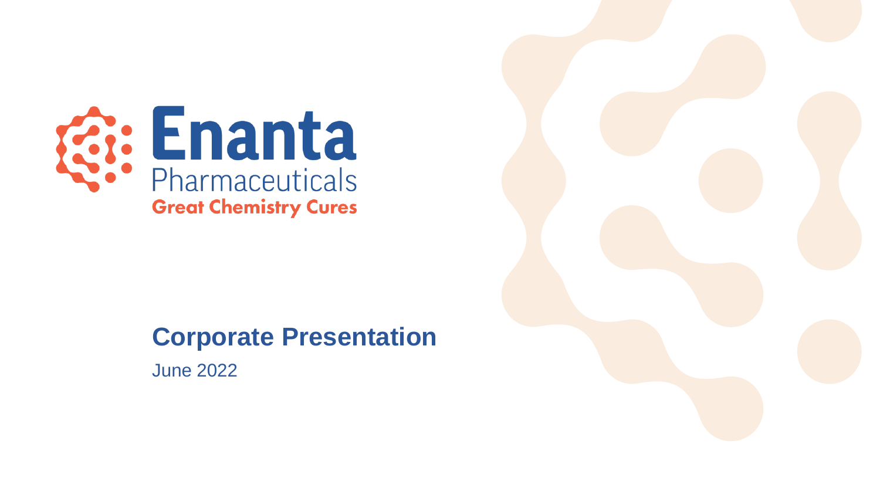Enanta Pharmaceuticals

Great Chemistry Cures

# Corporate Presentation

June 2022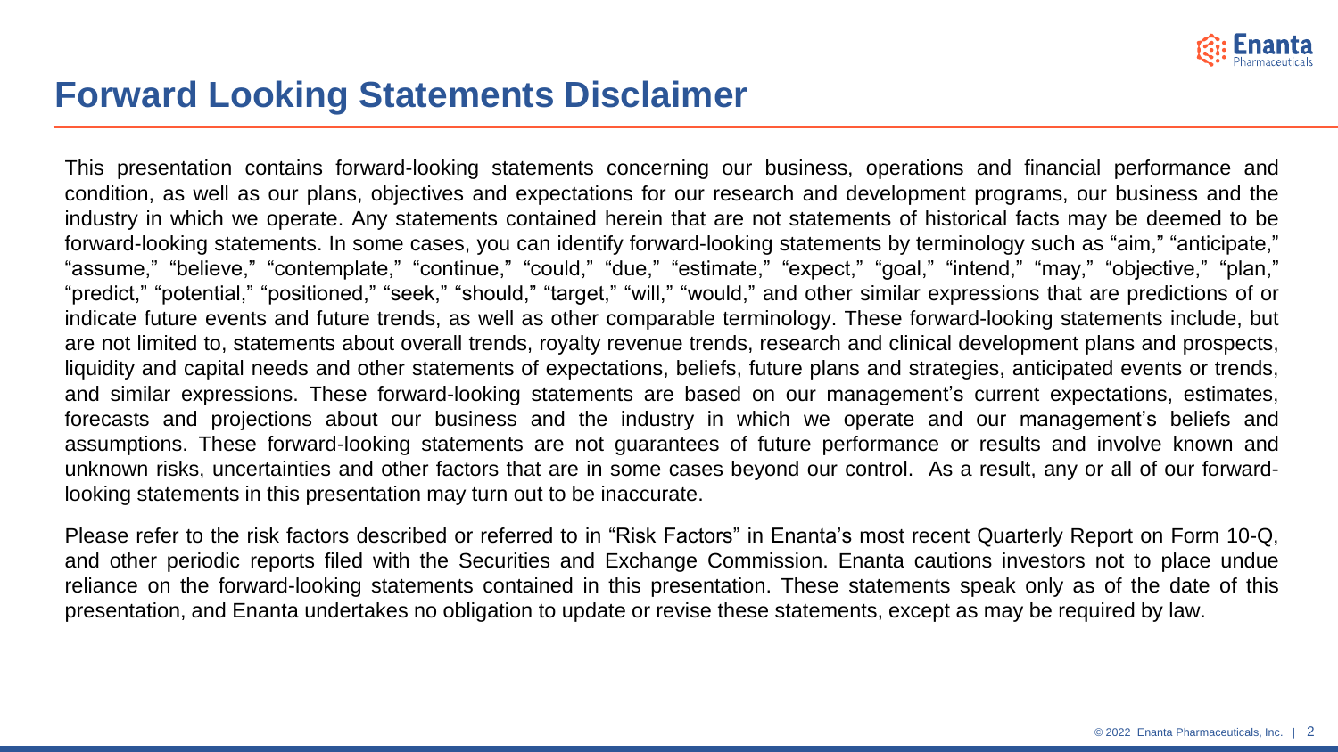# Forward Looking Statements Disclaimer

This presentation contains forward-looking statements concerning our business, operations and financial performance and condition, as well as our plans, objectives and expectations for our research and development programs, our business and the industry in which we operate. Any statements contained herein that are not statements of historical facts may be deemed to be forward-looking statements. In some cases, you can identify forward-looking statements by terminology such as "aim," "anticipate," "assume," "believe," "contemplate," "continue," "could," "due," "estimate," "expect," "goal," "intend," "may," "objective," "plan," "predict," "potential," "positioned," "seek," "should," "target," "will," "would," and other similar expressions that are predictions of or indicate future events and future trends, as well as other comparable terminology. These forward-looking statements include, but are not limited to, statements about overall trends, royalty revenue trends, research and clinical development plans and prospects, liquidity and capital needs and other statements of expectations, beliefs, future plans and strategies, anticipated events or trends, and similar expressions. These forward-looking statements are based on our management's current expectations, estimates, forecasts and projections about our business and the industry in which we operate and our management's beliefs and assumptions. These forward-looking statements are not guarantees of future performance or results and involve known and unknown risks, uncertainties and other factors that are in some cases beyond our control. As a result, any or all of our forward-looking statements in this presentation may turn out to be inaccurate.

Please refer to the risk factors described or referred to in "Risk Factors" in Enanta's most recent Quarterly Report on Form 10-Q, and other periodic reports filed with the Securities and Exchange Commission. Enanta cautions investors not to place undue reliance on the forward-looking statements contained in this presentation. These statements speak only as of the date of this presentation, and Enanta undertakes no obligation to update or revise these statements, except as may be required by law.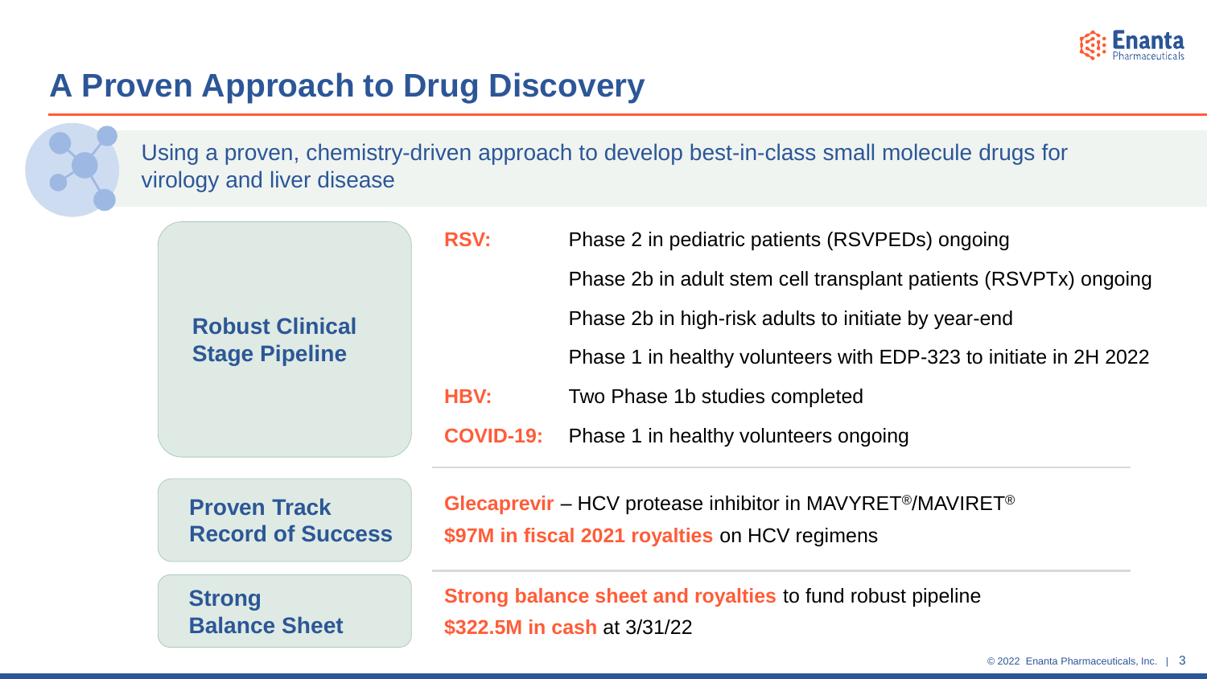# A Proven Approach to Drug Discovery

Using a proven, chemistry-driven approach to develop best-in-class small molecule drugs for virology and liver disease

## Robust Clinical Stage Pipeline

**RSV:**
- Phase 2 in pediatric patients (RSVPEDs) ongoing
- Phase 2b in adult stem cell transplant patients (RSVPTx) ongoing
- Phase 2b in high-risk adults to initiate by year-end
- Phase 1 in healthy volunteers with EDP-323 to initiate in 2H 2022

**HBV:** Two Phase 1b studies completed

**COVID-19:** Phase 1 in healthy volunteers ongoing

## Proven Track Record of Success

**Glecaprevir** – HCV protease inhibitor in MAVYRET®/MAVIRET®

**$97M in fiscal 2021 royalties** on HCV regimens

## Strong Balance Sheet

**Strong balance sheet and royalties** to fund robust pipeline

**$322.5M in cash** at 3/31/22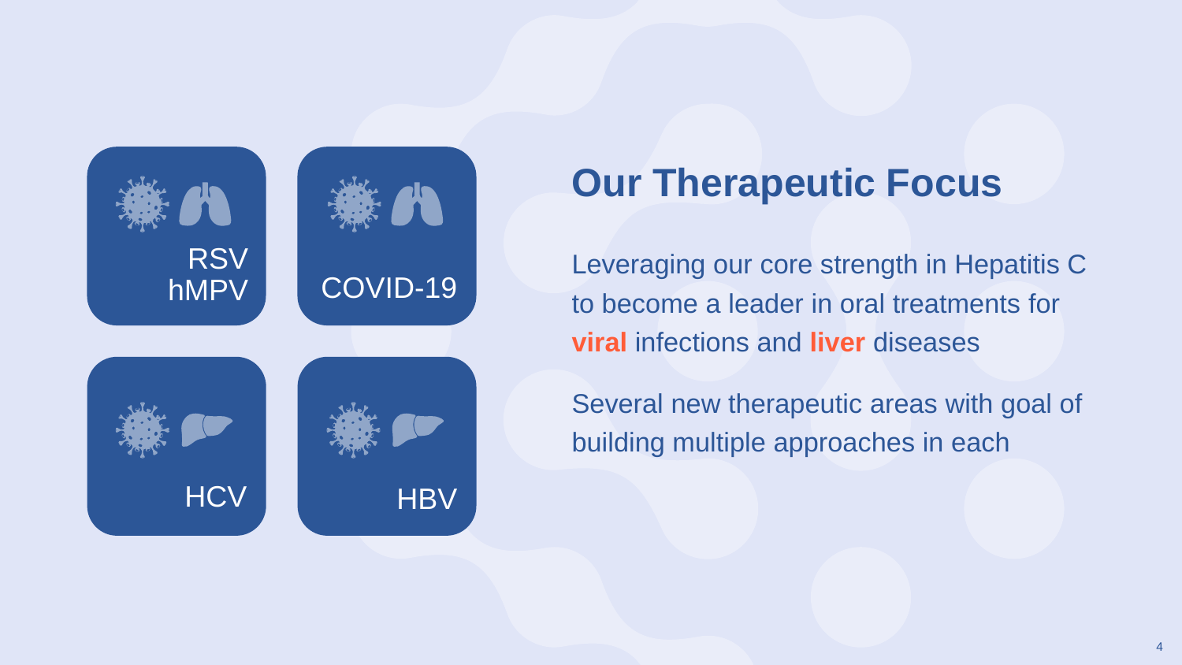RSV
hMPV

COVID-19

HCV

HBV

# Our Therapeutic Focus

Leveraging our core strength in Hepatitis C to become a leader in oral treatments for **viral** infections and **liver** diseases

Several new therapeutic areas with goal of building multiple approaches in each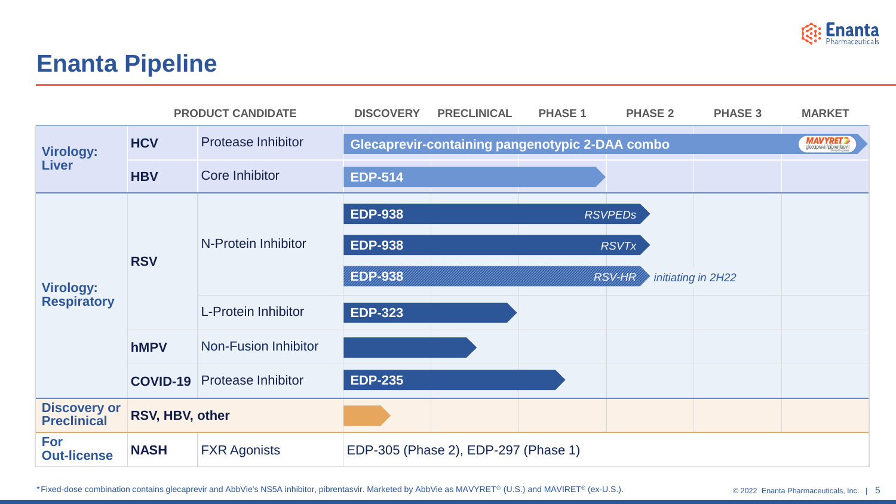# Enanta Pipeline

| | | PRODUCT CANDIDATE | DISCOVERY | PRECLINICAL | PHASE 1 | PHASE 2 | PHASE 3 | MARKET |
|---|---|---|---|---|---|---|---|---|
| **Virology: Liver** | **HCV** | Protease Inhibitor | **Glecaprevir-containing pangenotypic 2-DAA combo** | | | | | MAVYRET* (glecaprevir/pibrentasvir) |
| | **HBV** | Core Inhibitor | **EDP-514** | | | | | |
| **Virology: Respiratory** | **RSV** | N-Protein Inhibitor | **EDP-938** *RSVPEDs* | | | | | |
| | | | **EDP-938** *RSVTx* | | | | | |
| | | | **EDP-938** *RSV-HR* | | | *initiating in 2H22* | | |
| | | L-Protein Inhibitor | **EDP-323** | | | | | |
| | **hMPV** | Non-Fusion Inhibitor | | | | | | |
| | **COVID-19** | Protease Inhibitor | **EDP-235** | | | | | |
| **Discovery or Preclinical** | **RSV, HBV, other** | | | | | | | |
| **For Out-license** | **NASH** | FXR Agonists | EDP-305 (Phase 2), EDP-297 (Phase 1) | | | | | |

*Fixed-dose combination contains glecaprevir and AbbVie's NS5A inhibitor, pibrentasvir. Marketed by AbbVie as MAVYRET® (U.S.) and MAVIRET® (ex-U.S.).

© 2022 Enanta Pharmaceuticals, Inc.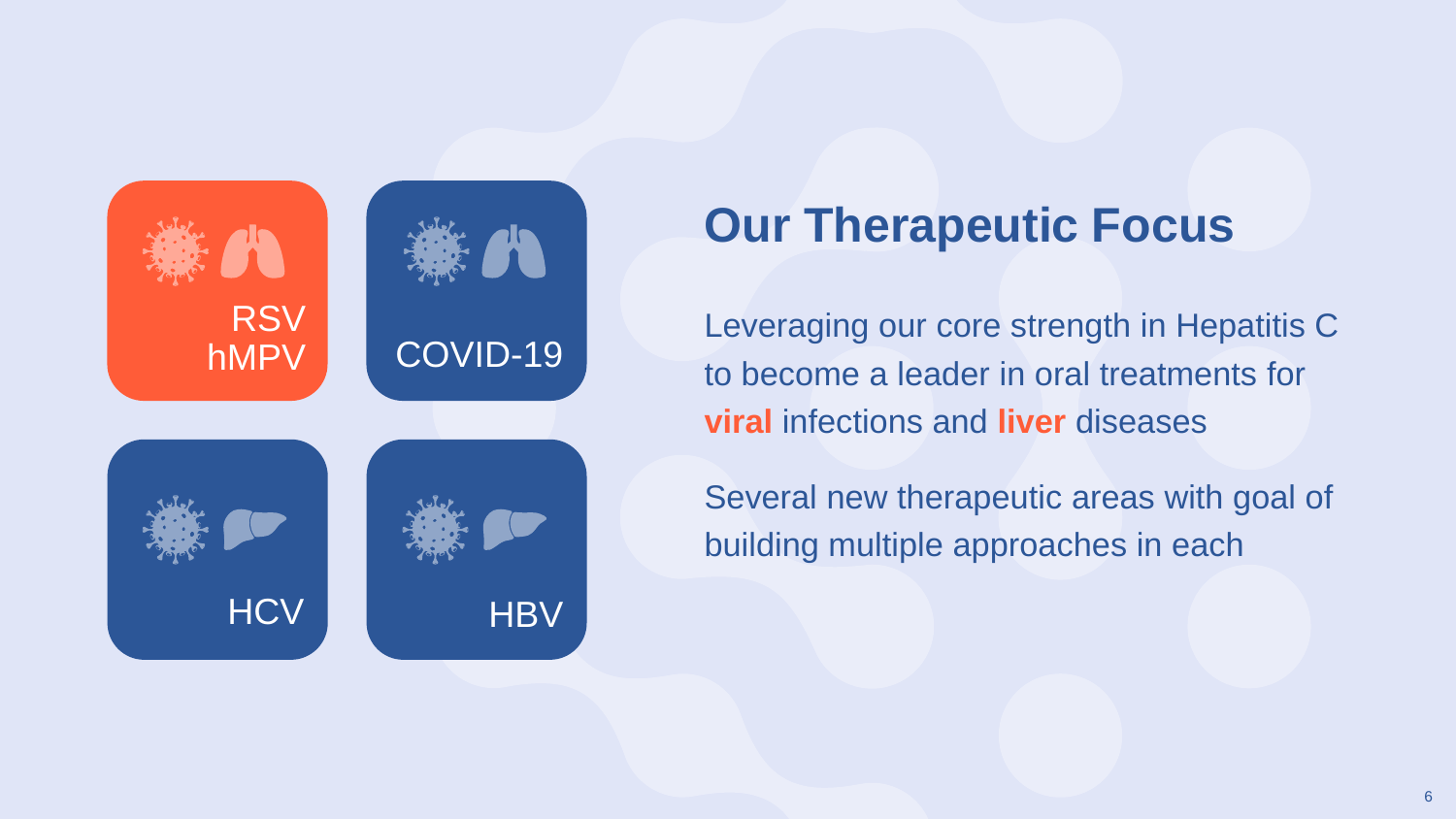RSV
hMPV

COVID-19

HCV

HBV

# Our Therapeutic Focus

Leveraging our core strength in Hepatitis C to become a leader in oral treatments for **viral** infections and **liver** diseases

Several new therapeutic areas with goal of building multiple approaches in each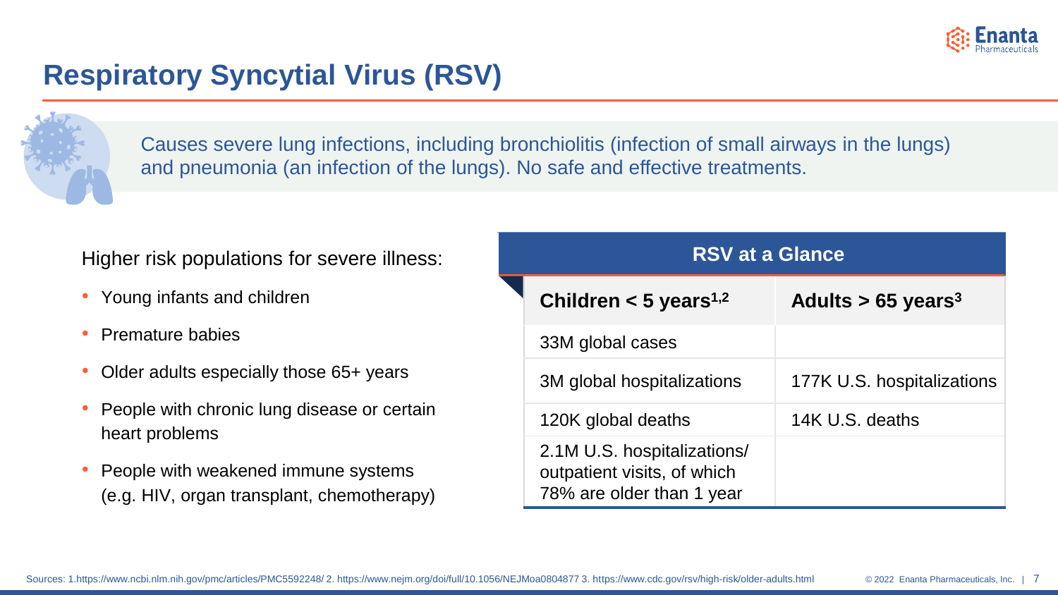# Respiratory Syncytial Virus (RSV)

Causes severe lung infections, including bronchiolitis (infection of small airways in the lungs) and pneumonia (an infection of the lungs). No safe and effective treatments.

Higher risk populations for severe illness:

- Young infants and children
- Premature babies
- Older adults especially those 65+ years
- People with chronic lung disease or certain heart problems
- People with weakened immune systems (e.g. HIV, organ transplant, chemotherapy)

| RSV at a Glance | |
|---|---|
| **Children < 5 years[1,2]** | **Adults > 65 years[3]** |
| 33M global cases | |
| 3M global hospitalizations | 177K U.S. hospitalizations |
| 120K global deaths | 14K U.S. deaths |
| 2.1M U.S. hospitalizations/ outpatient visits, of which 78% are older than 1 year | |

Sources: 1.https://www.ncbi.nlm.nih.gov/pmc/articles/PMC5592248/ 2. https://www.nejm.org/doi/full/10.1056/NEJMoa0804877 3. https://www.cdc.gov/rsv/high-risk/older-adults.html

© 2022 Enanta Pharmaceuticals, Inc.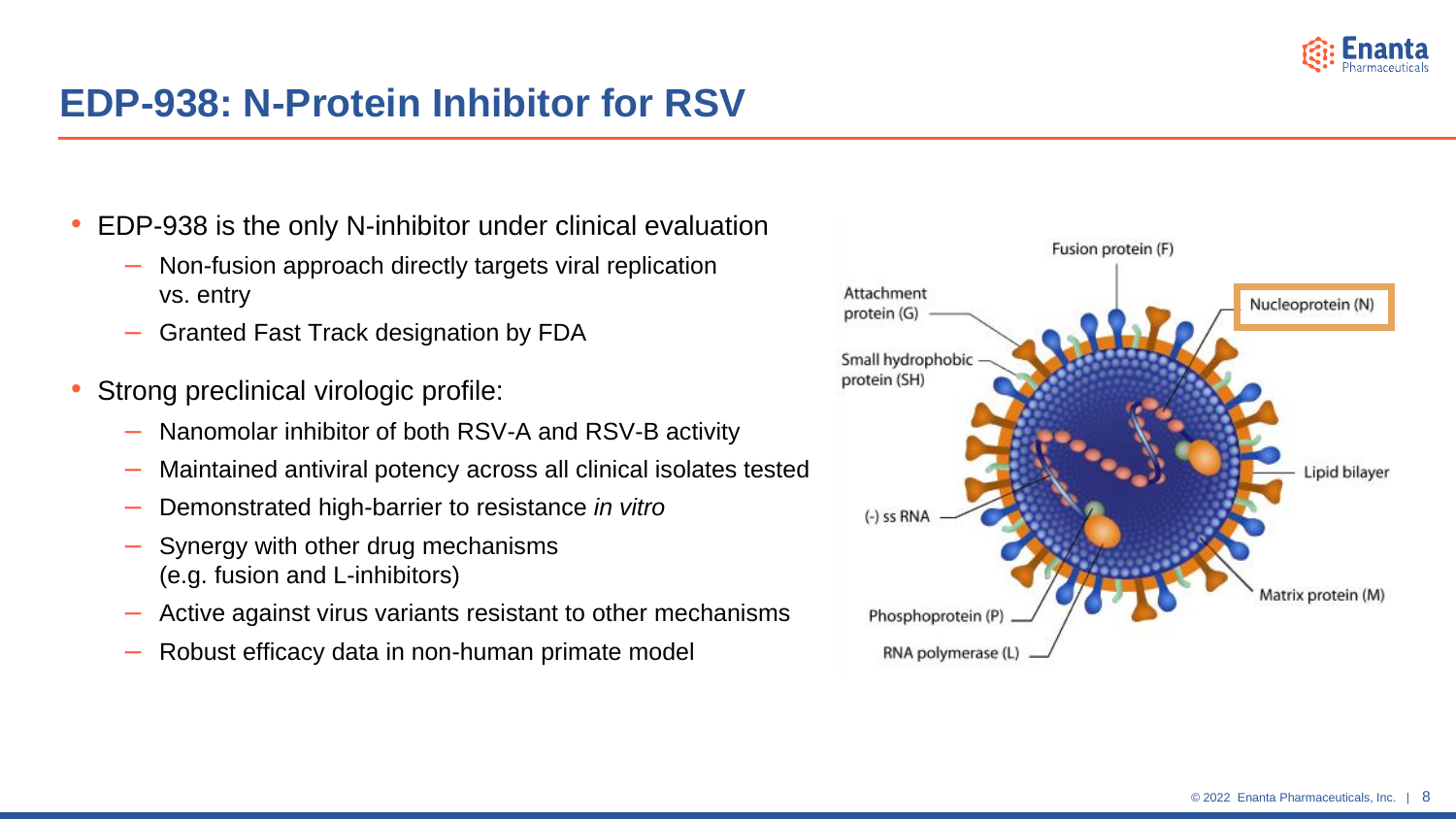# EDP-938: N-Protein Inhibitor for RSV

- EDP-938 is the only N-inhibitor under clinical evaluation
  - Non-fusion approach directly targets viral replication vs. entry
  - Granted Fast Track designation by FDA
- Strong preclinical virologic profile:
  - Nanomolar inhibitor of both RSV-A and RSV-B activity
  - Maintained antiviral potency across all clinical isolates tested
  - Demonstrated high-barrier to resistance *in vitro*
  - Synergy with other drug mechanisms (e.g. fusion and L-inhibitors)
  - Active against virus variants resistant to other mechanisms
  - Robust efficacy data in non-human primate model

Fusion protein (F)

Attachment protein (G)

Nucleoprotein (N)

Small hydrophobic protein (SH)

Lipid bilayer

(-) ss RNA

Matrix protein (M)

Phosphoprotein (P)

RNA polymerase (L)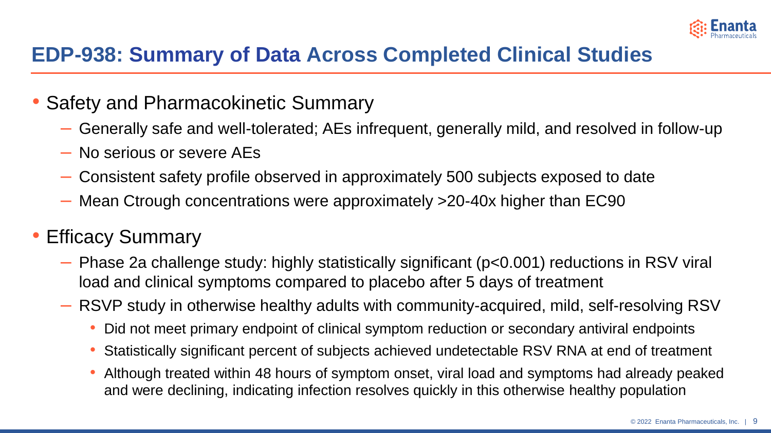# EDP-938: Summary of Data Across Completed Clinical Studies

- Safety and Pharmacokinetic Summary
  - Generally safe and well-tolerated; AEs infrequent, generally mild, and resolved in follow-up
  - No serious or severe AEs
  - Consistent safety profile observed in approximately 500 subjects exposed to date
  - Mean Ctrough concentrations were approximately >20-40x higher than EC90
- Efficacy Summary
  - Phase 2a challenge study: highly statistically significant ($p<0.001$) reductions in RSV viral load and clinical symptoms compared to placebo after 5 days of treatment
  - RSVP study in otherwise healthy adults with community-acquired, mild, self-resolving RSV
    - Did not meet primary endpoint of clinical symptom reduction or secondary antiviral endpoints
    - Statistically significant percent of subjects achieved undetectable RSV RNA at end of treatment
    - Although treated within 48 hours of symptom onset, viral load and symptoms had already peaked and were declining, indicating infection resolves quickly in this otherwise healthy population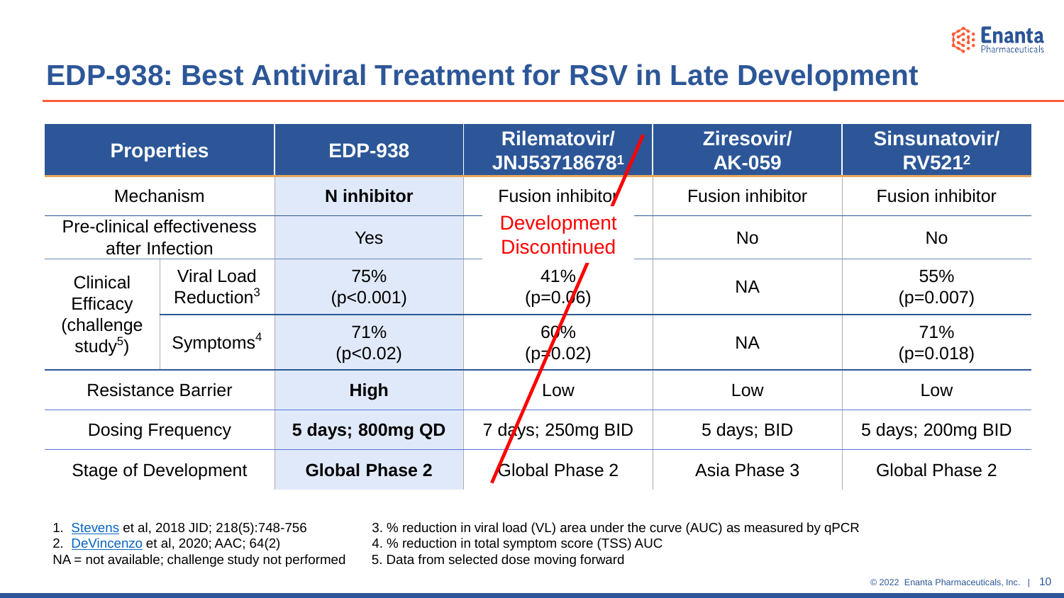# EDP-938: Best Antiviral Treatment for RSV in Late Development

| Properties | | EDP-938 | Rilematovir/ JNJ53718678[1] | Ziresovir/ AK-059 | Sinsunatovir/ RV521[2] |
|---|---|---|---|---|---|
| Mechanism | | **N inhibitor** | Fusion inhibitor | Fusion inhibitor | Fusion inhibitor |
| Pre-clinical effectiveness after Infection | | Yes | Development Discontinued | No | No |
| Clinical Efficacy (challenge study[5]) | Viral Load Reduction[3] | 75% ($p<0.001$) | 41% ($p=0.06$) | NA | 55% ($p=0.007$) |
| | Symptoms[4] | 71% ($p<0.02$) | 60% ($p=0.02$) | NA | 71% ($p=0.018$) |
| Resistance Barrier | | **High** | Low | Low | Low |
| Dosing Frequency | | **5 days; 800mg QD** | 7 days; 250mg BID | 5 days; BID | 5 days; 200mg BID |
| Stage of Development | | **Global Phase 2** | Global Phase 2 | Asia Phase 3 | Global Phase 2 |

1. Stevens et al, 2018 JID; 218(5):748-756
2. DeVincenzo et al, 2020; AAC; 64(2)

NA = not available; challenge study not performed

3. % reduction in viral load (VL) area under the curve (AUC) as measured by qPCR
4. % reduction in total symptom score (TSS) AUC
5. Data from selected dose moving forward

© 2022 Enanta Pharmaceuticals, Inc.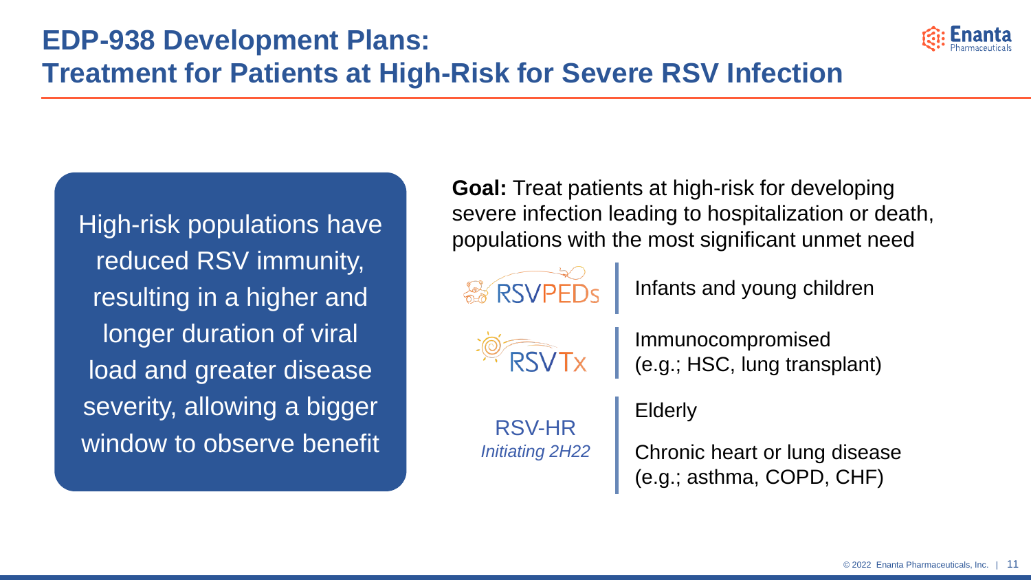# EDP-938 Development Plans: Treatment for Patients at High-Risk for Severe RSV Infection

High-risk populations have reduced RSV immunity, resulting in a higher and longer duration of viral load and greater disease severity, allowing a bigger window to observe benefit

**Goal:** Treat patients at high-risk for developing severe infection leading to hospitalization or death, populations with the most significant unmet need

- **RSVPEDs** — Infants and young children
- **RSVTx** — Immunocompromised (e.g.; HSC, lung transplant)
- **RSV-HR** *Initiating 2H22* — Elderly; Chronic heart or lung disease (e.g.; asthma, COPD, CHF)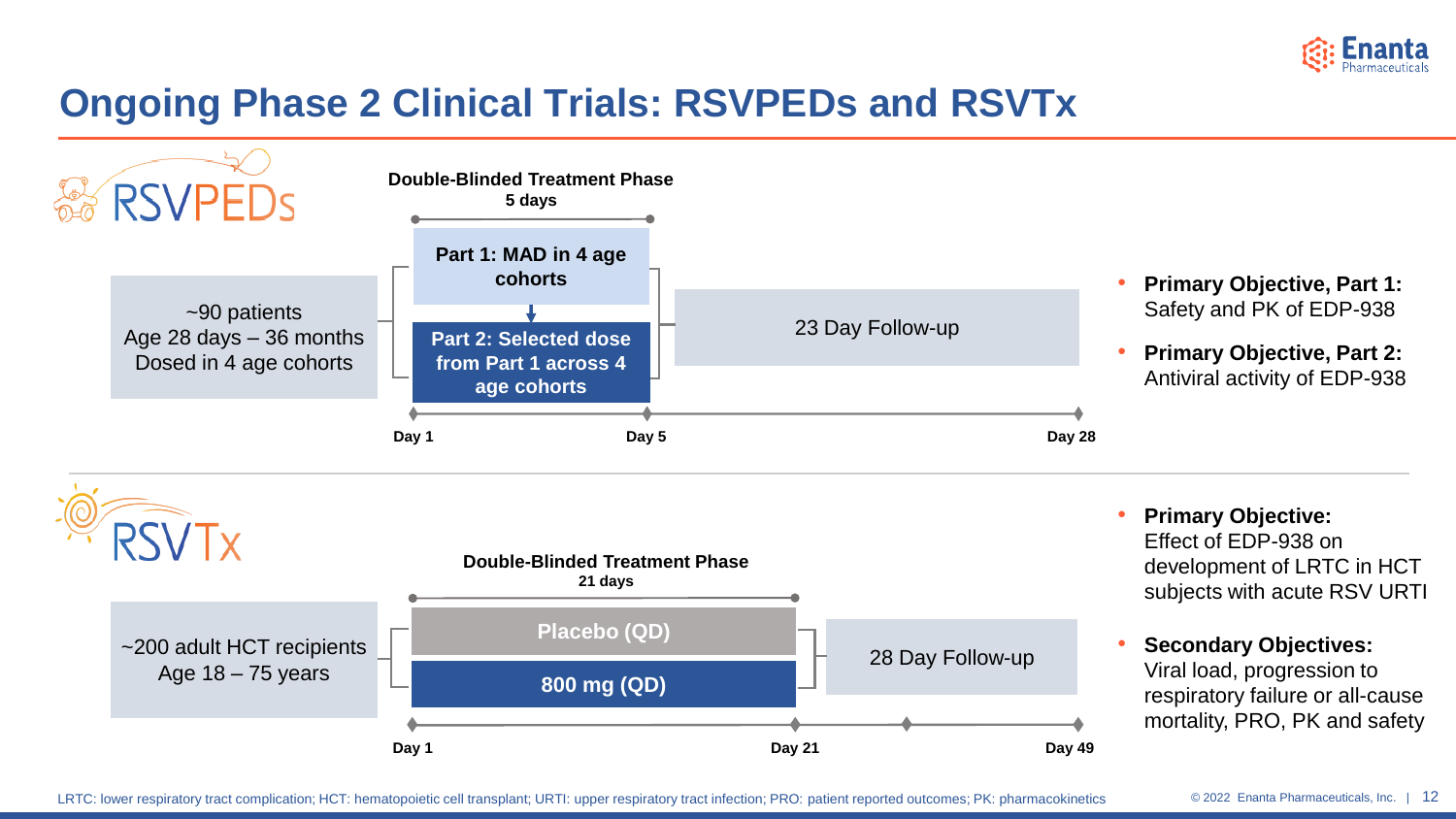# Ongoing Phase 2 Clinical Trials: RSVPEDs and RSVTx

## RSVPEDs

~90 patients
Age 28 days – 36 months
Dosed in 4 age cohorts

**Double-Blinded Treatment Phase**
**5 days**

- **Part 1: MAD in 4 age cohorts**
- **Part 2: Selected dose from Part 1 across 4 age cohorts**

23 Day Follow-up

**Day 1** — **Day 5** — **Day 28**

- **Primary Objective, Part 1:** Safety and PK of EDP-938
- **Primary Objective, Part 2:** Antiviral activity of EDP-938

## RSVTx

~200 adult HCT recipients
Age 18 – 75 years

**Double-Blinded Treatment Phase**
**21 days**

- **Placebo (QD)**
- **800 mg (QD)**

28 Day Follow-up

**Day 1** — **Day 21** — **Day 49**

- **Primary Objective:** Effect of EDP-938 on development of LRTC in HCT subjects with acute RSV URTI
- **Secondary Objectives:** Viral load, progression to respiratory failure or all-cause mortality, PRO, PK and safety

LRTC: lower respiratory tract complication; HCT: hematopoietic cell transplant; URTI: upper respiratory tract infection; PRO: patient reported outcomes; PK: pharmacokinetics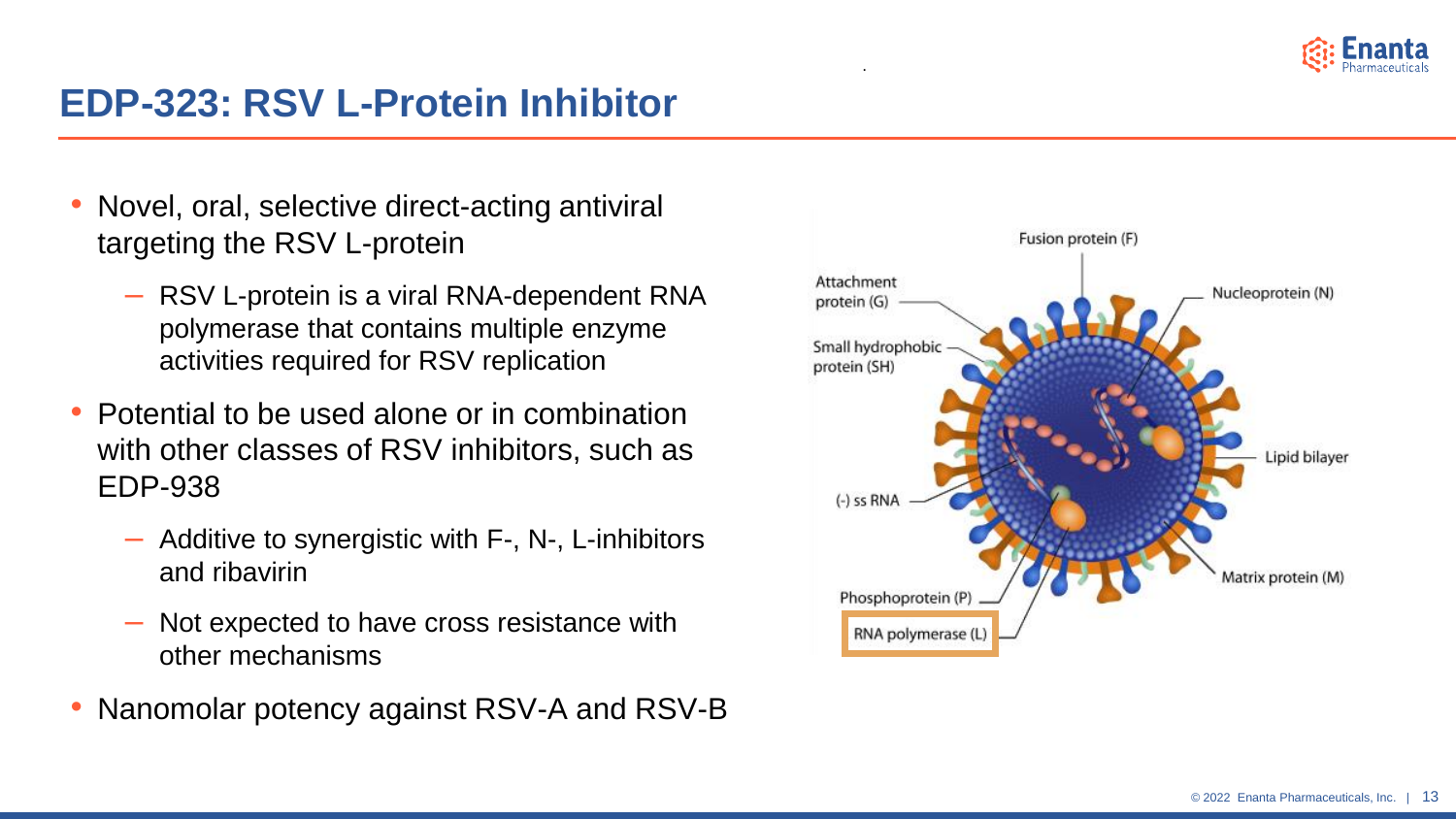# EDP-323: RSV L-Protein Inhibitor

- Novel, oral, selective direct-acting antiviral targeting the RSV L-protein
  - RSV L-protein is a viral RNA-dependent RNA polymerase that contains multiple enzyme activities required for RSV replication
- Potential to be used alone or in combination with other classes of RSV inhibitors, such as EDP-938
  - Additive to synergistic with F-, N-, L-inhibitors and ribavirin
  - Not expected to have cross resistance with other mechanisms
- Nanomolar potency against RSV-A and RSV-B

Fusion protein (F)
Attachment protein (G)
Nucleoprotein (N)
Small hydrophobic protein (SH)
Lipid bilayer
(-) ss RNA
Matrix protein (M)
Phosphoprotein (P)
RNA polymerase (L)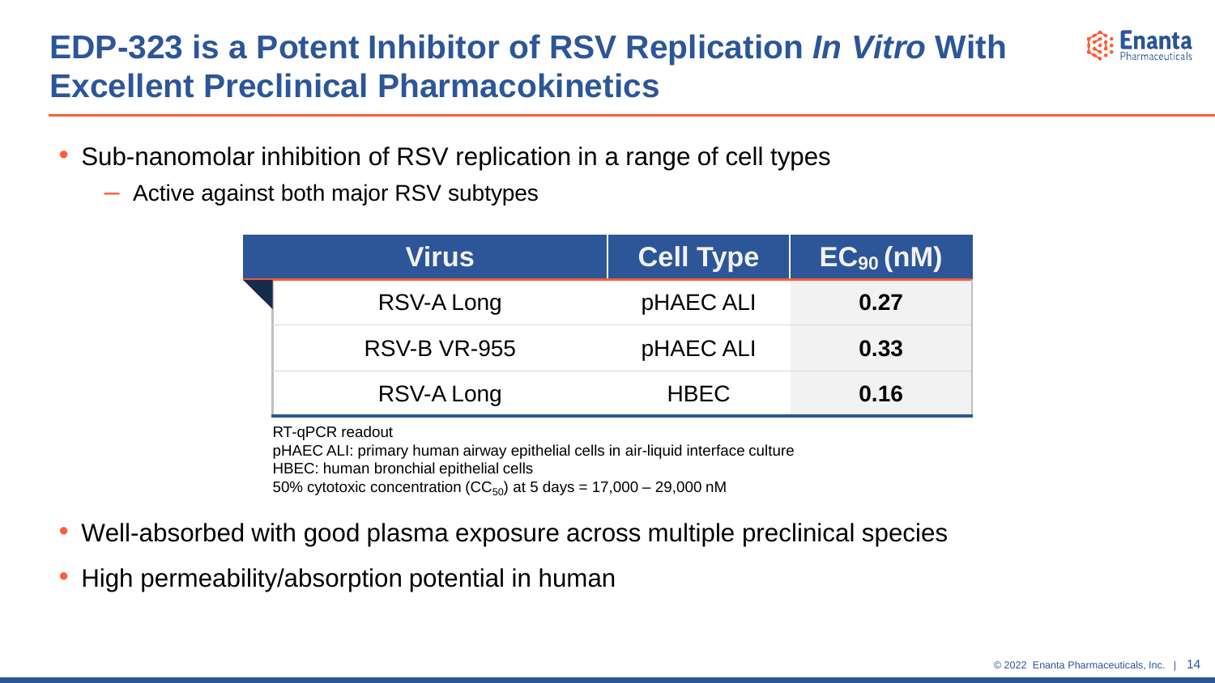# EDP-323 is a Potent Inhibitor of RSV Replication *In Vitro* With Excellent Preclinical Pharmacokinetics

- Sub-nanomolar inhibition of RSV replication in a range of cell types
  - Active against both major RSV subtypes

| Virus | Cell Type | $EC_{90}$ (nM) |
|---|---|---|
| RSV-A Long | pHAEC ALI | **0.27** |
| RSV-B VR-955 | pHAEC ALI | **0.33** |
| RSV-A Long | HBEC | **0.16** |

RT-qPCR readout
pHAEC ALI: primary human airway epithelial cells in air-liquid interface culture
HBEC: human bronchial epithelial cells
50% cytotoxic concentration ($CC_{50}$) at 5 days = 17,000 – 29,000 nM

- Well-absorbed with good plasma exposure across multiple preclinical species
- High permeability/absorption potential in human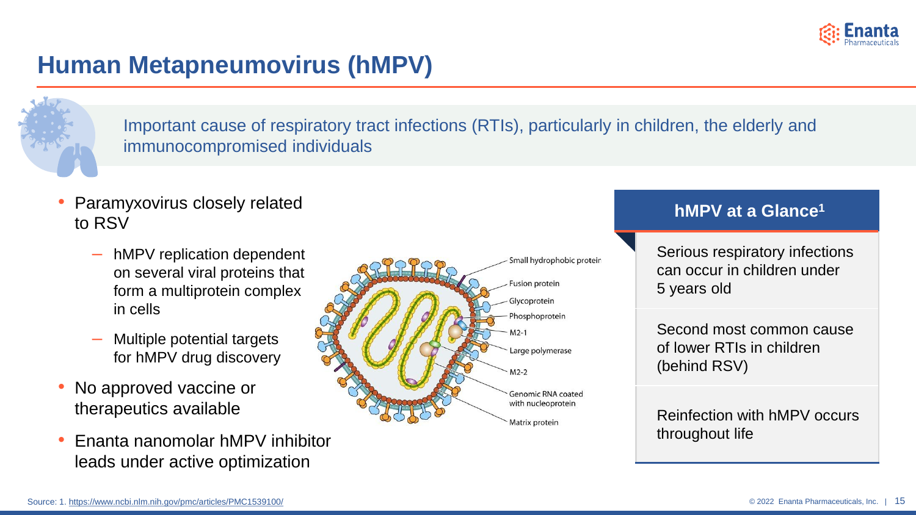# Human Metapneumovirus (hMPV)

Important cause of respiratory tract infections (RTIs), particularly in children, the elderly and immunocompromised individuals

- Paramyxovirus closely related to RSV
  - hMPV replication dependent on several viral proteins that form a multiprotein complex in cells
  - Multiple potential targets for hMPV drug discovery
- No approved vaccine or therapeutics available
- Enanta nanomolar hMPV inhibitor leads under active optimization

Small hydrophobic protein
Fusion protein
Glycoprotein
Phosphoprotein
M2-1
Large polymerase
M2-2
Genomic RNA coated with nucleoprotein
Matrix protein

## hMPV at a Glance[1]

Serious respiratory infections can occur in children under 5 years old

Second most common cause of lower RTIs in children (behind RSV)

Reinfection with hMPV occurs throughout life

Source: 1. https://www.ncbi.nlm.nih.gov/pmc/articles/PMC1539100/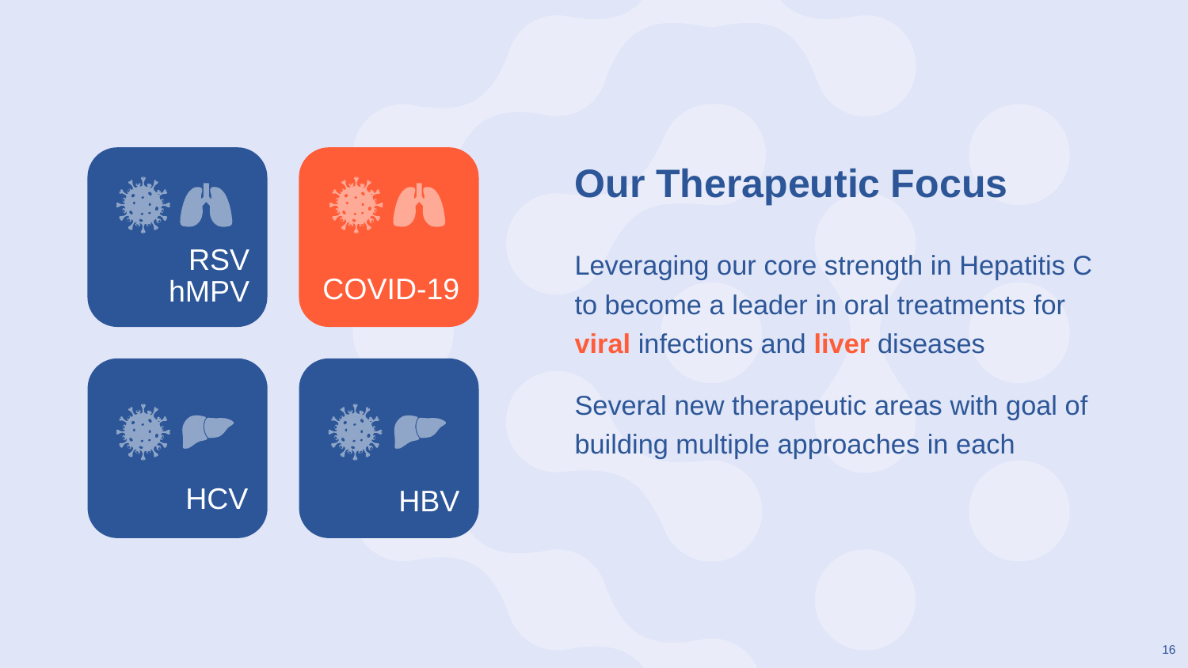RSV
hMPV

COVID-19

HCV

HBV

# Our Therapeutic Focus

Leveraging our core strength in Hepatitis C to become a leader in oral treatments for **viral** infections and **liver** diseases

Several new therapeutic areas with goal of building multiple approaches in each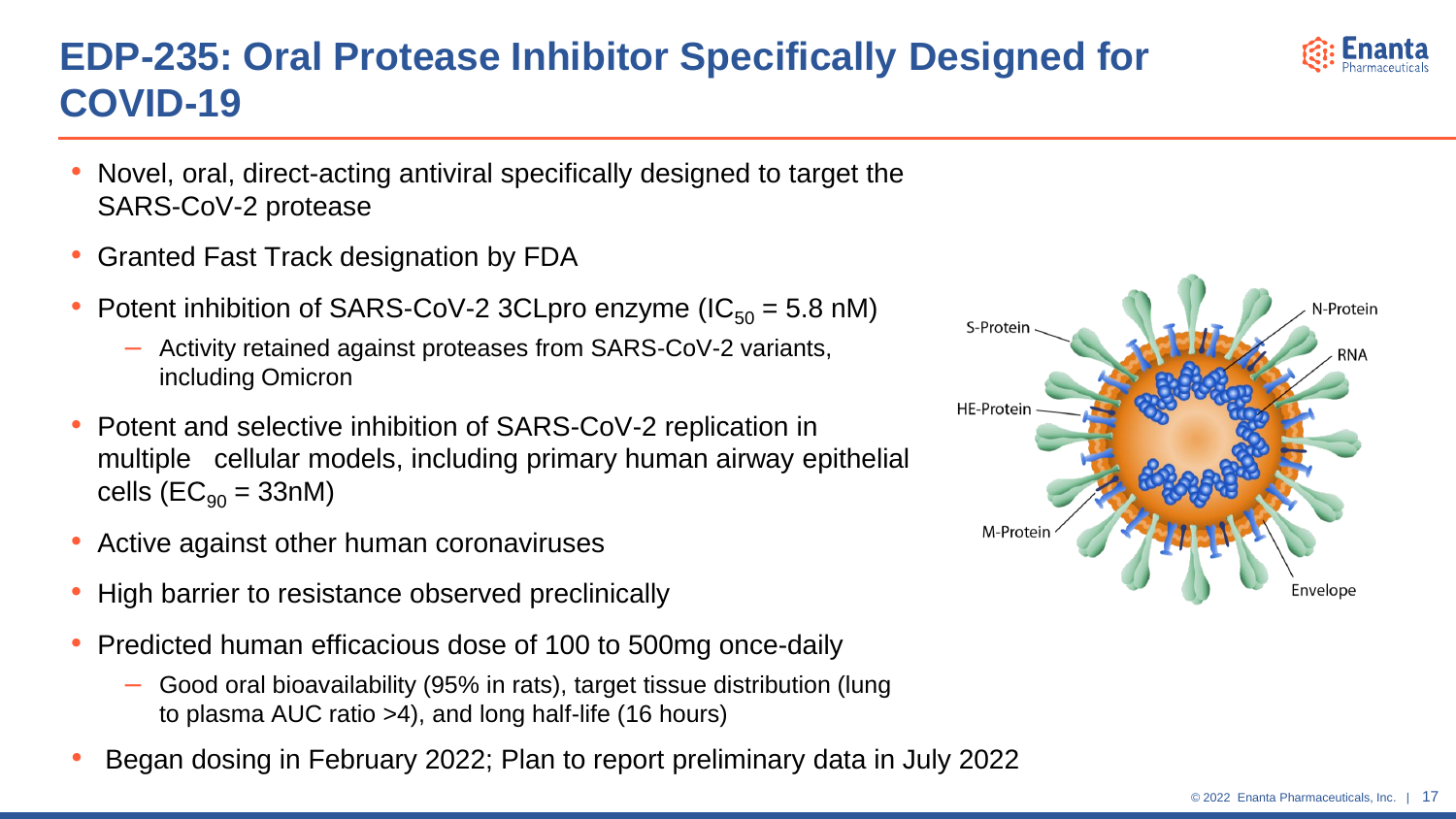# EDP-235: Oral Protease Inhibitor Specifically Designed for COVID-19

- Novel, oral, direct-acting antiviral specifically designed to target the SARS-CoV-2 protease
- Granted Fast Track designation by FDA
- Potent inhibition of SARS-CoV-2 3CLpro enzyme ($IC_{50}$ = 5.8 nM)
  - Activity retained against proteases from SARS-CoV-2 variants, including Omicron
- Potent and selective inhibition of SARS-CoV-2 replication in multiple cellular models, including primary human airway epithelial cells ($EC_{90}$ = 33nM)
- Active against other human coronaviruses
- High barrier to resistance observed preclinically
- Predicted human efficacious dose of 100 to 500mg once-daily
  - Good oral bioavailability (95% in rats), target tissue distribution (lung to plasma AUC ratio >4), and long half-life (16 hours)
- Began dosing in February 2022; Plan to report preliminary data in July 2022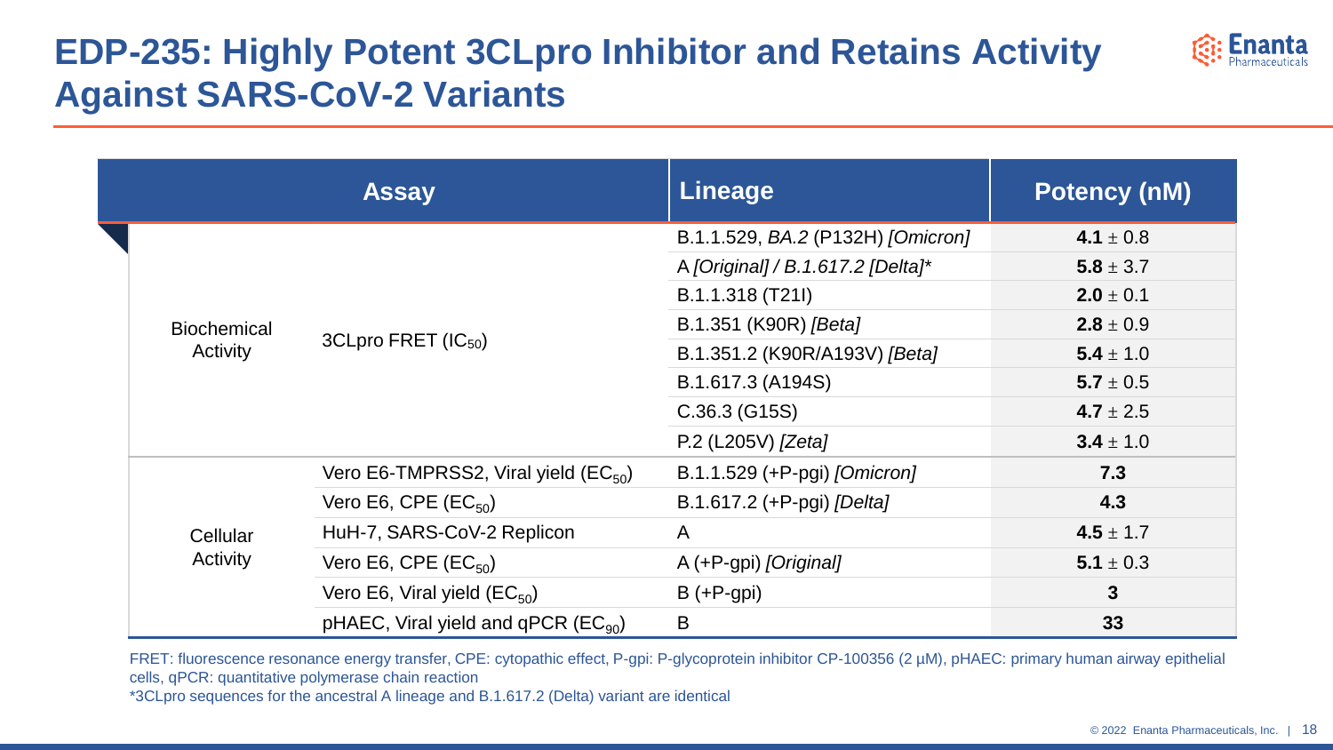# EDP-235: Highly Potent 3CLpro Inhibitor and Retains Activity Against SARS-CoV-2 Variants

| Assay | | Lineage | Potency (nM) |
|---|---|---|---|
| Biochemical Activity | 3CLpro FRET ($IC_{50}$) | B.1.1.529, *BA.2* (P132H) *[Omicron]* | **4.1** ± 0.8 |
| | | A *[Original] / B.1.617.2 [Delta]** | **5.8** ± 3.7 |
| | | B.1.1.318 (T21I) | **2.0** ± 0.1 |
| | | B.1.351 (K90R) *[Beta]* | **2.8** ± 0.9 |
| | | B.1.351.2 (K90R/A193V) *[Beta]* | **5.4** ± 1.0 |
| | | B.1.617.3 (A194S) | **5.7** ± 0.5 |
| | | C.36.3 (G15S) | **4.7** ± 2.5 |
| | | P.2 (L205V) *[Zeta]* | **3.4** ± 1.0 |
| Cellular Activity | Vero E6-TMPRSS2, Viral yield ($EC_{50}$) | B.1.1.529 (+P-pgi) *[Omicron]* | **7.3** |
| | Vero E6, CPE ($EC_{50}$) | B.1.617.2 (+P-pgi) *[Delta]* | **4.3** |
| | HuH-7, SARS-CoV-2 Replicon | A | **4.5** ± 1.7 |
| | Vero E6, CPE ($EC_{50}$) | A (+P-gpi) *[Original]* | **5.1** ± 0.3 |
| | Vero E6, Viral yield ($EC_{50}$) | B (+P-gpi) | **3** |
| | pHAEC, Viral yield and qPCR ($EC_{90}$) | B | **33** |

FRET: fluorescence resonance energy transfer, CPE: cytopathic effect, P-gpi: P-glycoprotein inhibitor CP-100356 (2 µM), pHAEC: primary human airway epithelial cells, qPCR: quantitative polymerase chain reaction

*3CLpro sequences for the ancestral A lineage and B.1.617.2 (Delta) variant are identical

© 2022 Enanta Pharmaceuticals, Inc.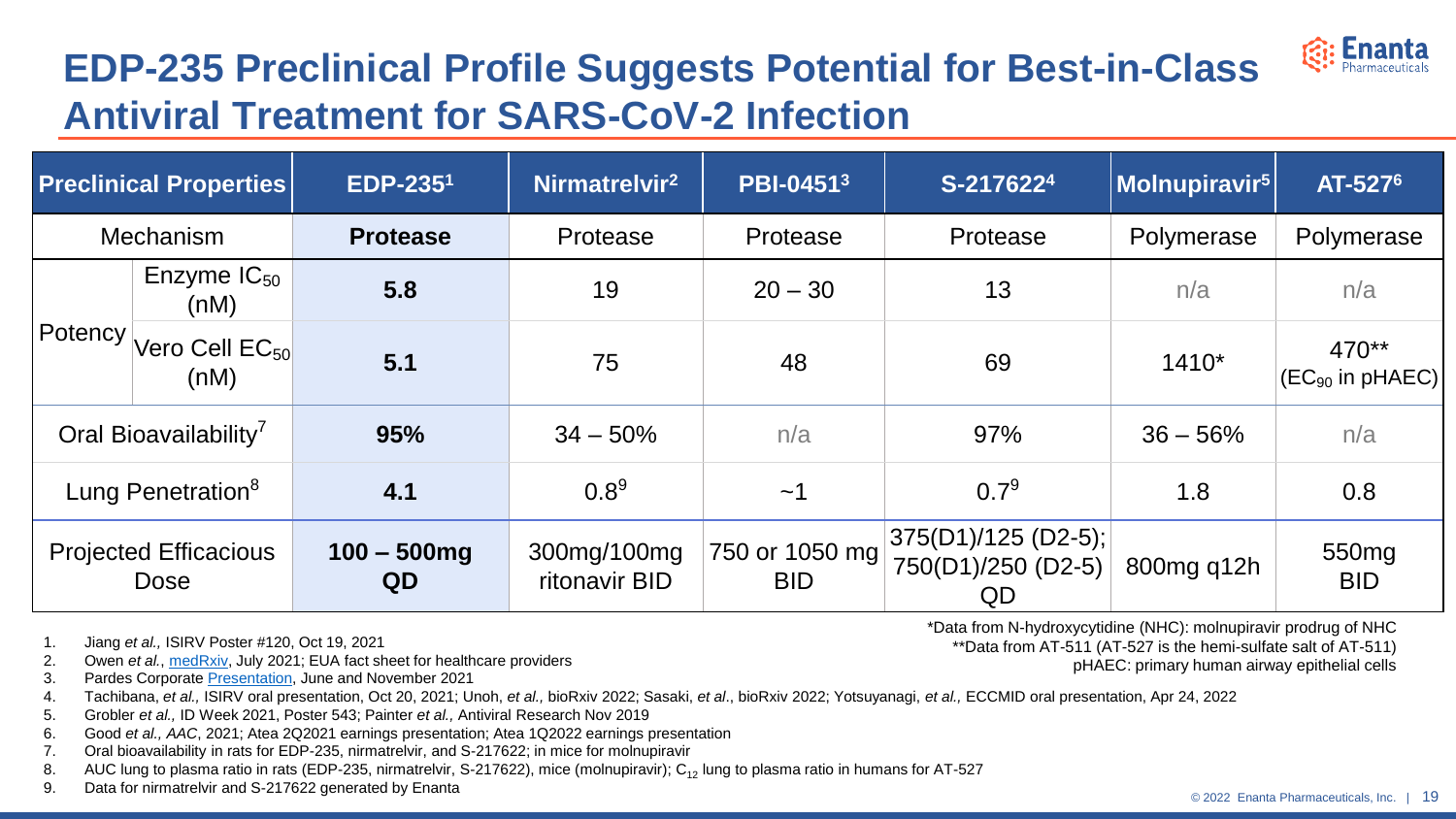# EDP-235 Preclinical Profile Suggests Potential for Best-in-Class Antiviral Treatment for SARS-CoV-2 Infection

| Preclinical Properties | | EDP-235[1] | Nirmatrelvir[2] | PBI-0451[3] | S-217622[4] | Molnupiravir[5] | AT-527[6] |
|---|---|---|---|---|---|---|---|
| Mechanism | | **Protease** | Protease | Protease | Protease | Polymerase | Polymerase |
| Potency | Enzyme $IC_{50}$ (nM) | **5.8** | 19 | 20 – 30 | 13 | n/a | n/a |
| | Vero Cell $EC_{50}$ (nM) | **5.1** | 75 | 48 | 69 | 1410* | 470** ($EC_{90}$ in pHAEC) |
| Oral Bioavailability[7] | | **95%** | 34 – 50% | n/a | 97% | 36 – 56% | n/a |
| Lung Penetration[8] | | **4.1** | 0.8[9] | ~1 | 0.7[9] | 1.8 | 0.8 |
| Projected Efficacious Dose | | **100 – 500mg QD** | 300mg/100mg ritonavir BID | 750 or 1050 mg BID | 375(D1)/125 (D2-5); 750(D1)/250 (D2-5) QD | 800mg q12h | 550mg BID |

*Data from N-hydroxycytidine (NHC): molnupiravir prodrug of NHC
**Data from AT-511 (AT-527 is the hemi-sulfate salt of AT-511)
pHAEC: primary human airway epithelial cells

1. Jiang *et al.,* ISIRV Poster #120, Oct 19, 2021
2. Owen *et al.*, medRxiv, July 2021; EUA fact sheet for healthcare providers
3. Pardes Corporate Presentation, June and November 2021
4. Tachibana, *et al.,* ISIRV oral presentation, Oct 20, 2021; Unoh, *et al.,* bioRxiv 2022; Sasaki, *et al*., bioRxiv 2022; Yotsuyanagi, *et al.,* ECCMID oral presentation, Apr 24, 2022
5. Grobler *et al.,* ID Week 2021, Poster 543; Painter *et al.,* Antiviral Research Nov 2019
6. Good *et al., AAC*, 2021; Atea 2Q2021 earnings presentation; Atea 1Q2022 earnings presentation
7. Oral bioavailability in rats for EDP-235, nirmatrelvir, and S-217622; in mice for molnupiravir
8. AUC lung to plasma ratio in rats (EDP-235, nirmatrelvir, S-217622), mice (molnupiravir); $C_{12}$ lung to plasma ratio in humans for AT-527
9. Data for nirmatrelvir and S-217622 generated by Enanta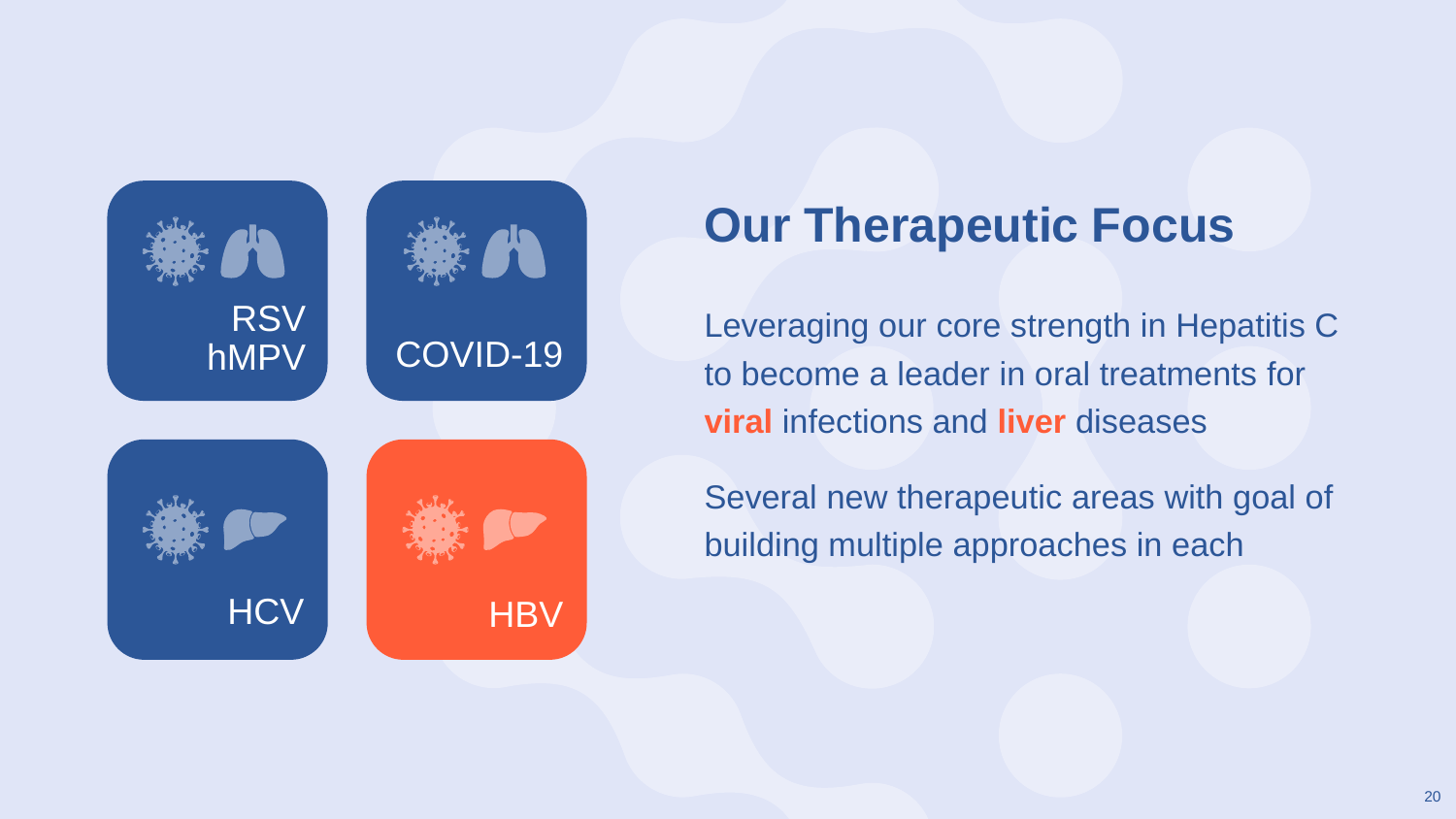RSV
hMPV

COVID-19

HCV

HBV

## Our Therapeutic Focus

Leveraging our core strength in Hepatitis C to become a leader in oral treatments for **viral** infections and **liver** diseases

Several new therapeutic areas with goal of building multiple approaches in each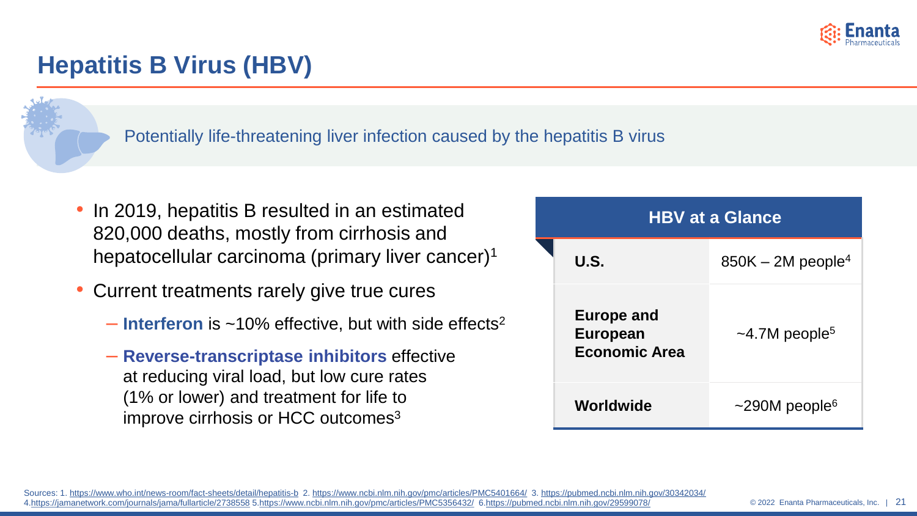# Hepatitis B Virus (HBV)

Potentially life-threatening liver infection caused by the hepatitis B virus

- In 2019, hepatitis B resulted in an estimated 820,000 deaths, mostly from cirrhosis and hepatocellular carcinoma (primary liver cancer)[1]
- Current treatments rarely give true cures
  - **Interferon** is ~10% effective, but with side effects[2]
  - **Reverse-transcriptase inhibitors** effective at reducing viral load, but low cure rates (1% or lower) and treatment for life to improve cirrhosis or HCC outcomes[3]

| HBV at a Glance | |
|---|---|
| **U.S.** | 850K – 2M people[4] |
| **Europe and European Economic Area** | ~4.7M people[5] |
| **Worldwide** | ~290M people[6] |

Sources: 1. https://www.who.int/news-room/fact-sheets/detail/hepatitis-b 2. https://www.ncbi.nlm.nih.gov/pmc/articles/PMC5401664/ 3. https://pubmed.ncbi.nlm.nih.gov/30342034/ 4. https://jamanetwork.com/journals/jama/fullarticle/2738558 5. https://www.ncbi.nlm.nih.gov/pmc/articles/PMC5356432/ 6. https://pubmed.ncbi.nlm.nih.gov/29599078/

© 2022 Enanta Pharmaceuticals, Inc.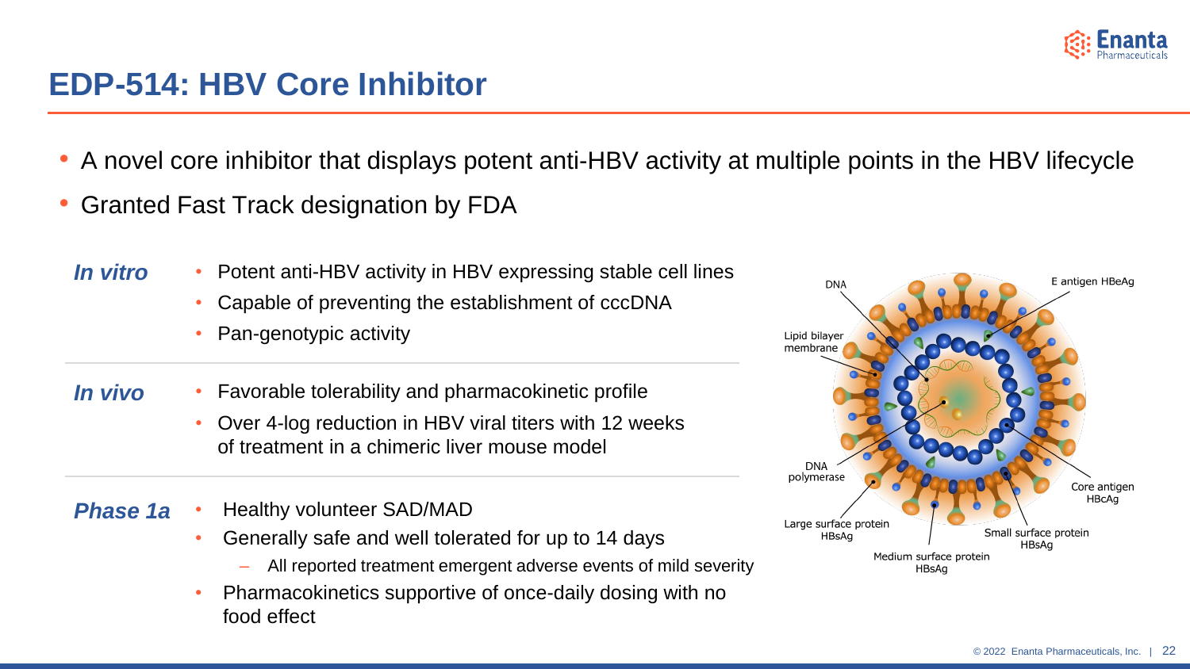# EDP-514: HBV Core Inhibitor

- A novel core inhibitor that displays potent anti-HBV activity at multiple points in the HBV lifecycle
- Granted Fast Track designation by FDA

***In vitro***

- Potent anti-HBV activity in HBV expressing stable cell lines
- Capable of preventing the establishment of cccDNA
- Pan-genotypic activity

***In vivo***

- Favorable tolerability and pharmacokinetic profile
- Over 4-log reduction in HBV viral titers with 12 weeks of treatment in a chimeric liver mouse model

***Phase 1a***

- Healthy volunteer SAD/MAD
- Generally safe and well tolerated for up to 14 days
  - All reported treatment emergent adverse events of mild severity
- Pharmacokinetics supportive of once-daily dosing with no food effect

DNA
E antigen HBeAg
Lipid bilayer membrane
DNA polymerase
Core antigen HBcAg
Large surface protein HBsAg
Small surface protein HBsAg
Medium surface protein HBsAg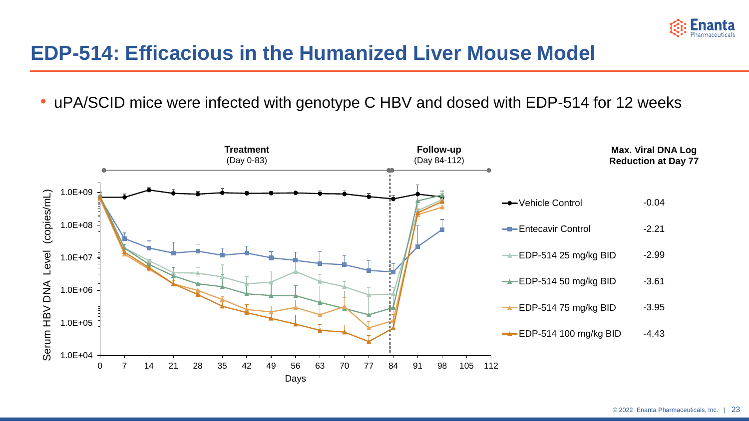# EDP-514: Efficacious in the Humanized Liver Mouse Model

- uPA/SCID mice were infected with genotype C HBV and dosed with EDP-514 for 12 weeks

Treatment (Day 0-83)

Follow-up (Day 84-112)

| | Max. Viral DNA Log Reduction at Day 77 |
|---|---|
| Vehicle Control | -0.04 |
| Entecavir Control | -2.21 |
| EDP-514 25 mg/kg BID | -2.99 |
| EDP-514 50 mg/kg BID | -3.61 |
| EDP-514 75 mg/kg BID | -3.95 |
| EDP-514 100 mg/kg BID | -4.43 |

Serum HBV DNA Level (copies/mL) vs. Days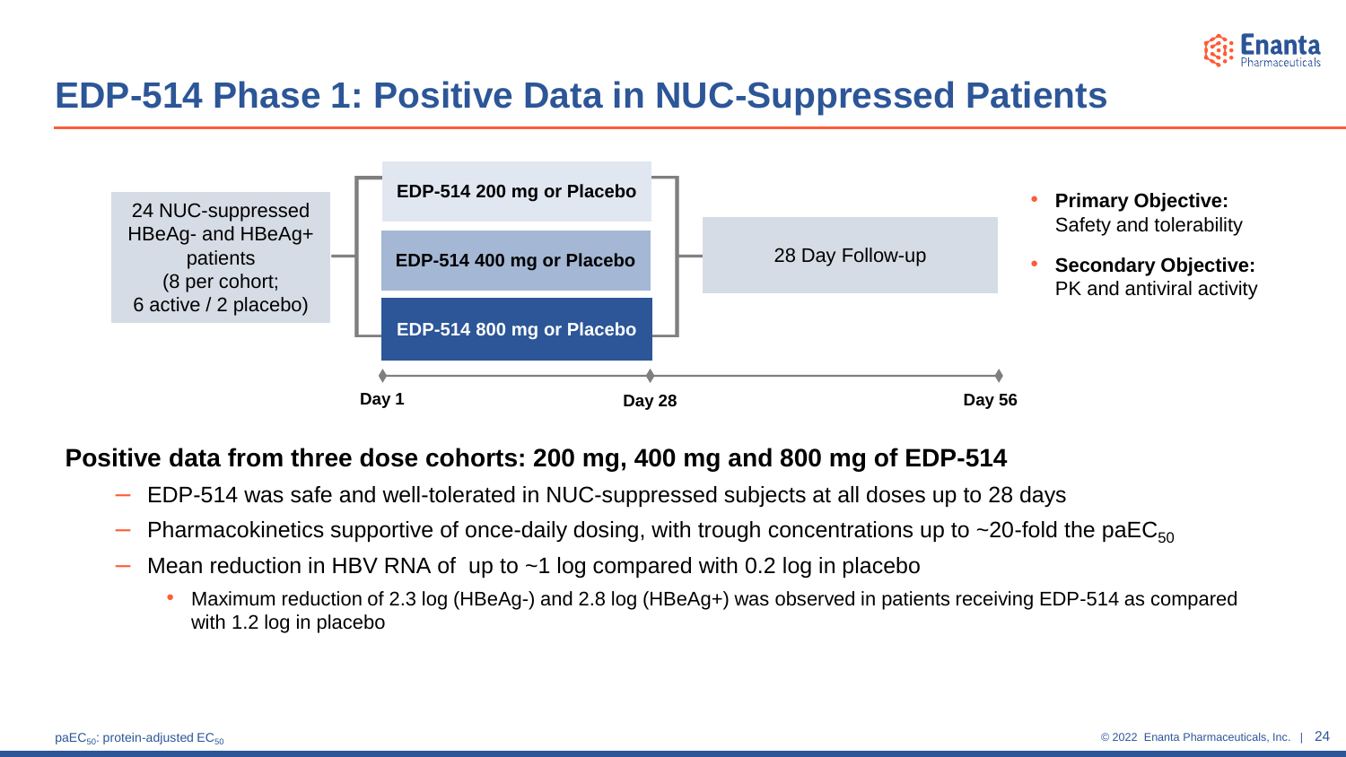# EDP-514 Phase 1: Positive Data in NUC-Suppressed Patients

24 NUC-suppressed HBeAg- and HBeAg+ patients
(8 per cohort;
6 active / 2 placebo)

- EDP-514 200 mg or Placebo
- EDP-514 400 mg or Placebo
- EDP-514 800 mg or Placebo

28 Day Follow-up

Day 1 | Day 28 | Day 56

- **Primary Objective:** Safety and tolerability
- **Secondary Objective:** PK and antiviral activity

**Positive data from three dose cohorts: 200 mg, 400 mg and 800 mg of EDP-514**

- EDP-514 was safe and well-tolerated in NUC-suppressed subjects at all doses up to 28 days
- Pharmacokinetics supportive of once-daily dosing, with trough concentrations up to ~20-fold the $paEC_{50}$
- Mean reduction in HBV RNA of up to ~1 log compared with 0.2 log in placebo
  - Maximum reduction of 2.3 log (HBeAg-) and 2.8 log (HBeAg+) was observed in patients receiving EDP-514 as compared with 1.2 log in placebo

$paEC_{50}$: protein-adjusted $EC_{50}$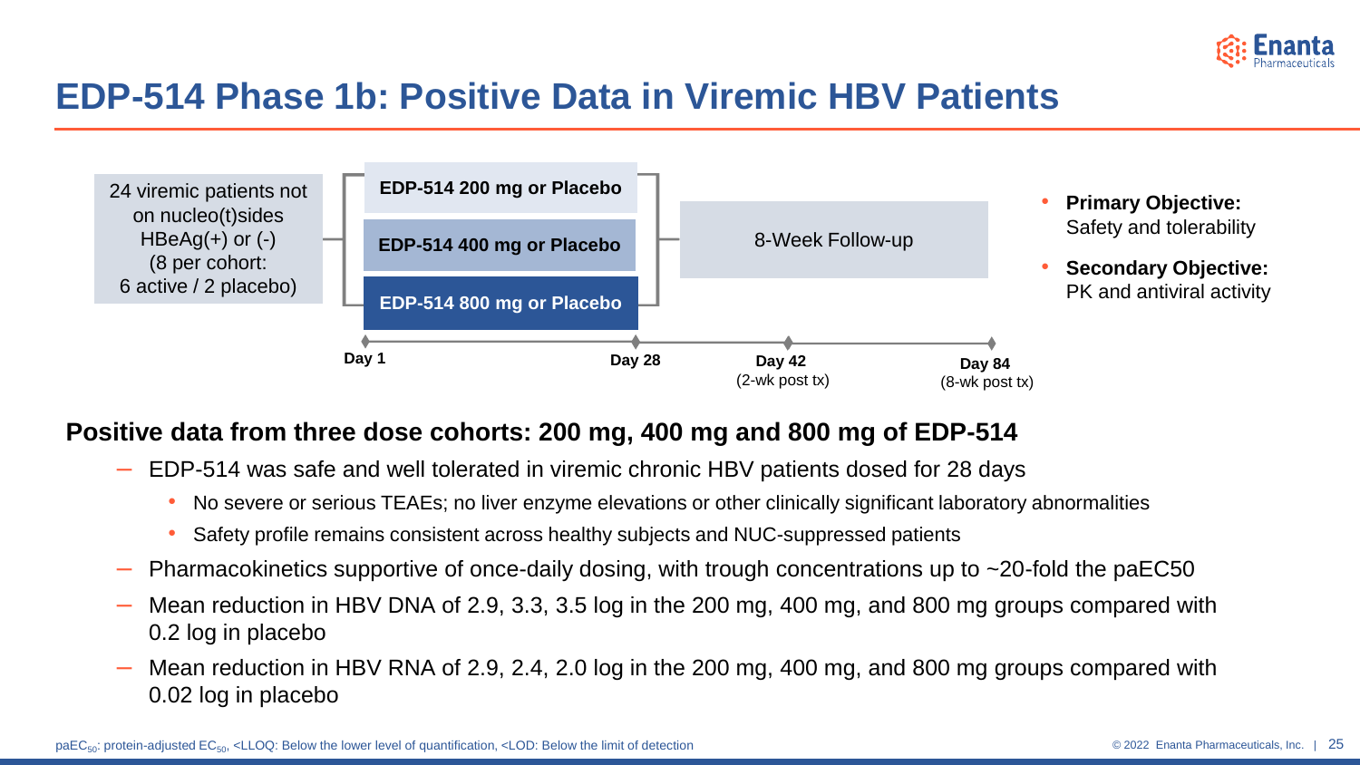# EDP-514 Phase 1b: Positive Data in Viremic HBV Patients

24 viremic patients not on nucleo(t)sides HBeAg(+) or (-) (8 per cohort: 6 active / 2 placebo)

- EDP-514 200 mg or Placebo
- EDP-514 400 mg or Placebo
- EDP-514 800 mg or Placebo

8-Week Follow-up

Day 1 — Day 28 — Day 42 (2-wk post tx) — Day 84 (8-wk post tx)

- **Primary Objective:** Safety and tolerability
- **Secondary Objective:** PK and antiviral activity

**Positive data from three dose cohorts: 200 mg, 400 mg and 800 mg of EDP-514**

- EDP-514 was safe and well tolerated in viremic chronic HBV patients dosed for 28 days
  - No severe or serious TEAEs; no liver enzyme elevations or other clinically significant laboratory abnormalities
  - Safety profile remains consistent across healthy subjects and NUC-suppressed patients
- Pharmacokinetics supportive of once-daily dosing, with trough concentrations up to ~20-fold the paEC50
- Mean reduction in HBV DNA of 2.9, 3.3, 3.5 log in the 200 mg, 400 mg, and 800 mg groups compared with 0.2 log in placebo
- Mean reduction in HBV RNA of 2.9, 2.4, 2.0 log in the 200 mg, 400 mg, and 800 mg groups compared with 0.02 log in placebo

$paEC_{50}$: protein-adjusted $EC_{50}$, <LLOQ: Below the lower level of quantification, <LOD: Below the limit of detection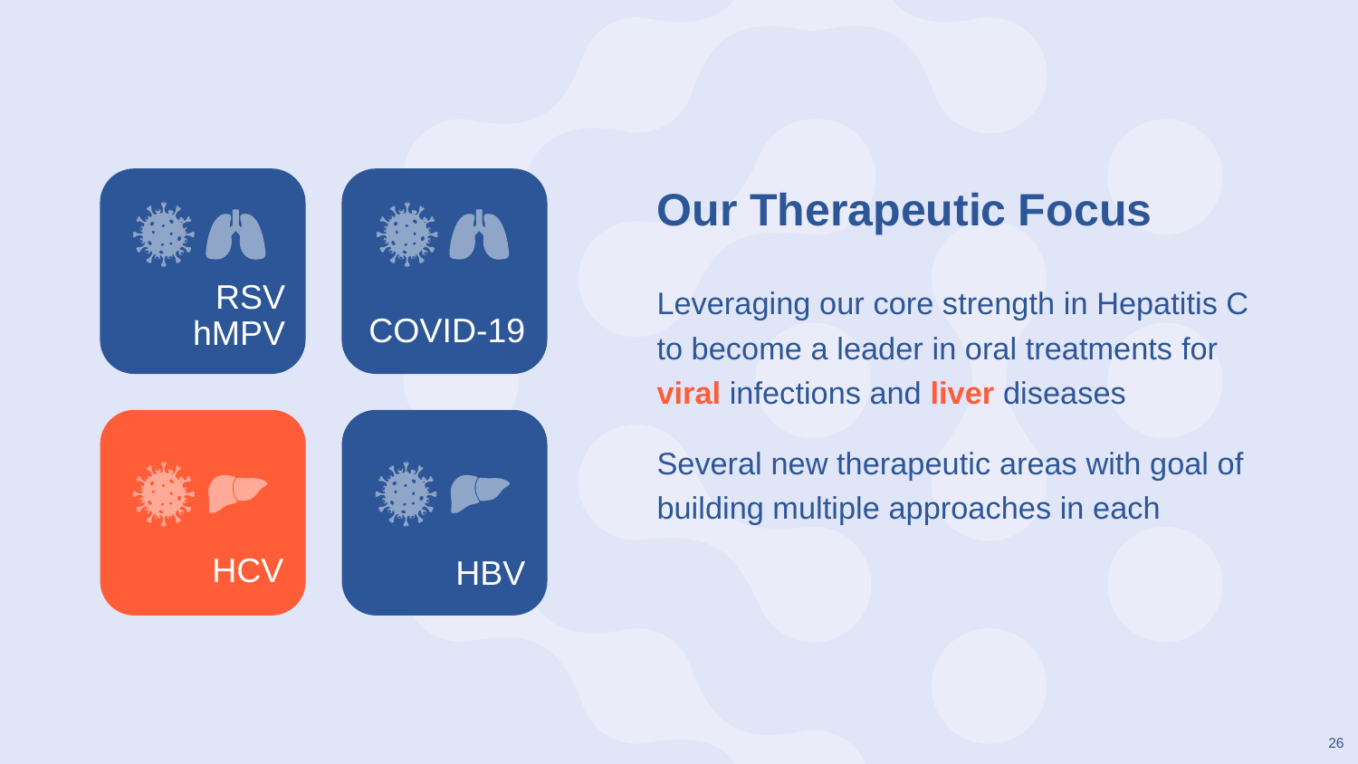RSV
hMPV

COVID-19

HCV

HBV

## Our Therapeutic Focus

Leveraging our core strength in Hepatitis C to become a leader in oral treatments for **viral** infections and **liver** diseases

Several new therapeutic areas with goal of building multiple approaches in each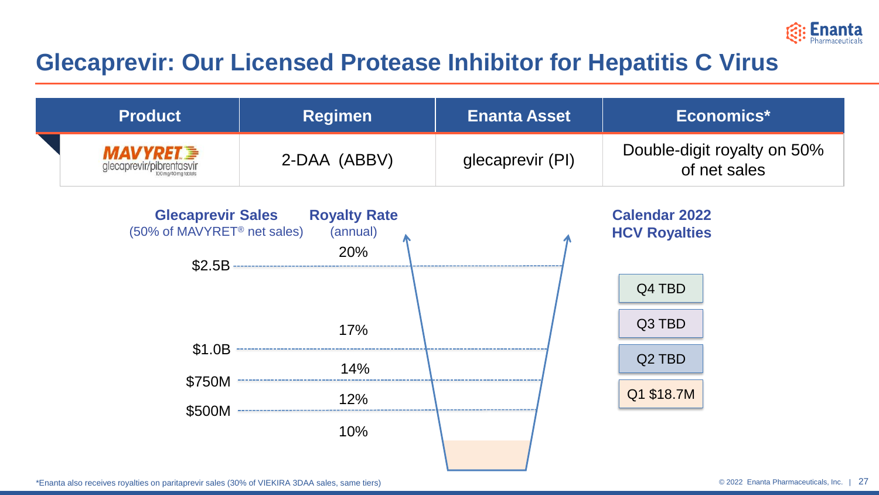# Glecaprevir: Our Licensed Protease Inhibitor for Hepatitis C Virus

| Product | Regimen | Enanta Asset | Economics* |
|---|---|---|---|
| MAVYRET™ glecaprevir/pibrentasvir 100 mg/40 mg tablets | 2-DAA (ABBV) | glecaprevir (PI) | Double-digit royalty on 50% of net sales |

| Glecaprevir Sales (50% of MAVYRET® net sales) | Royalty Rate (annual) |
|---|---|
| Above $2.5B | 20% |
| $1.0B – $2.5B | 17% |
| $750M – $1.0B | 14% |
| $500M – $750M | 12% |
| Below $500M | 10% |

**Calendar 2022 HCV Royalties**

- Q4 TBD
- Q3 TBD
- Q2 TBD
- Q1 $18.7M

*Enanta also receives royalties on paritaprevir sales (30% of VIEKIRA 3DAA sales, same tiers)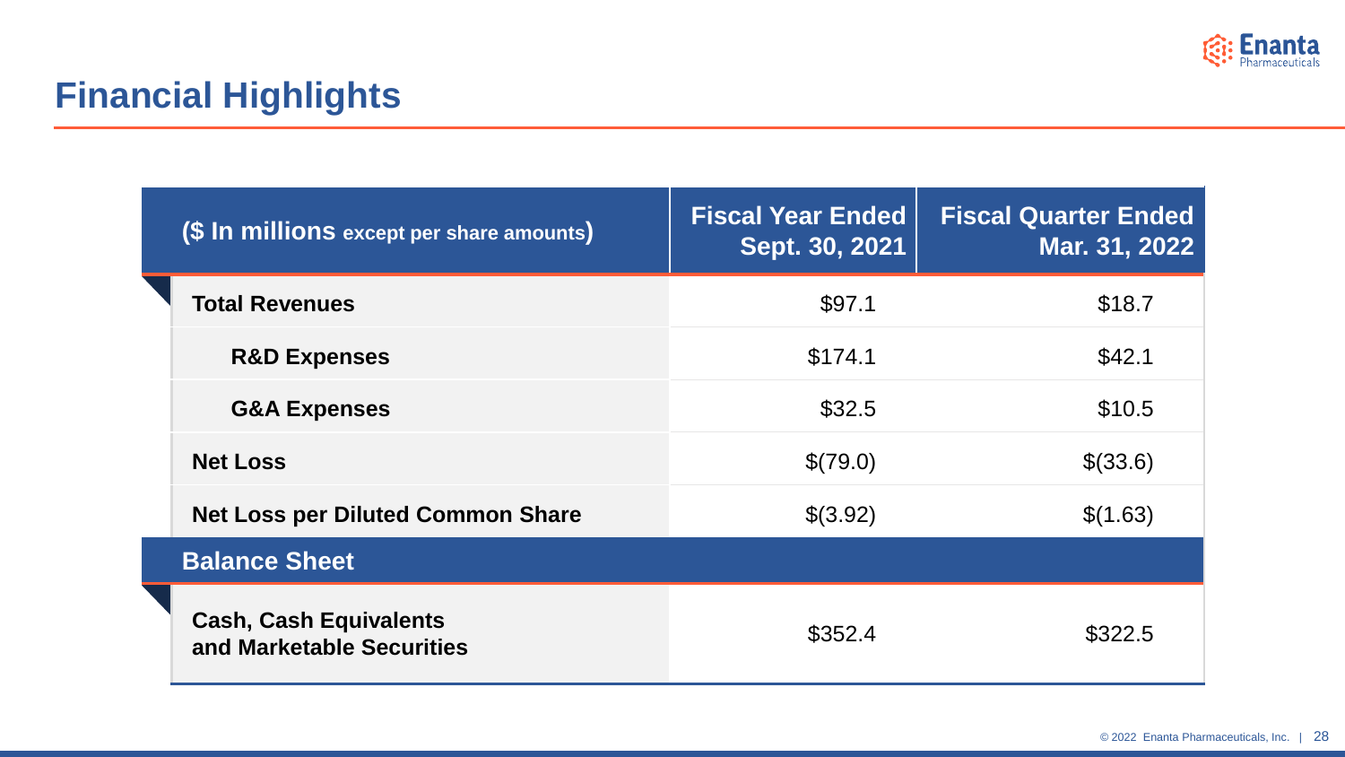# Financial Highlights

| ($ In millions except per share amounts) | Fiscal Year Ended Sept. 30, 2021 | Fiscal Quarter Ended Mar. 31, 2022 |
|---|---|---|
| **Total Revenues** | $97.1 | $18.7 |
| **R&D Expenses** | $174.1 | $42.1 |
| **G&A Expenses** | $32.5 | $10.5 |
| **Net Loss** | $(79.0) | $(33.6) |
| **Net Loss per Diluted Common Share** | $(3.92) | $(1.63) |
| **Balance Sheet** | | |
| **Cash, Cash Equivalents and Marketable Securities** | $352.4 | $322.5 |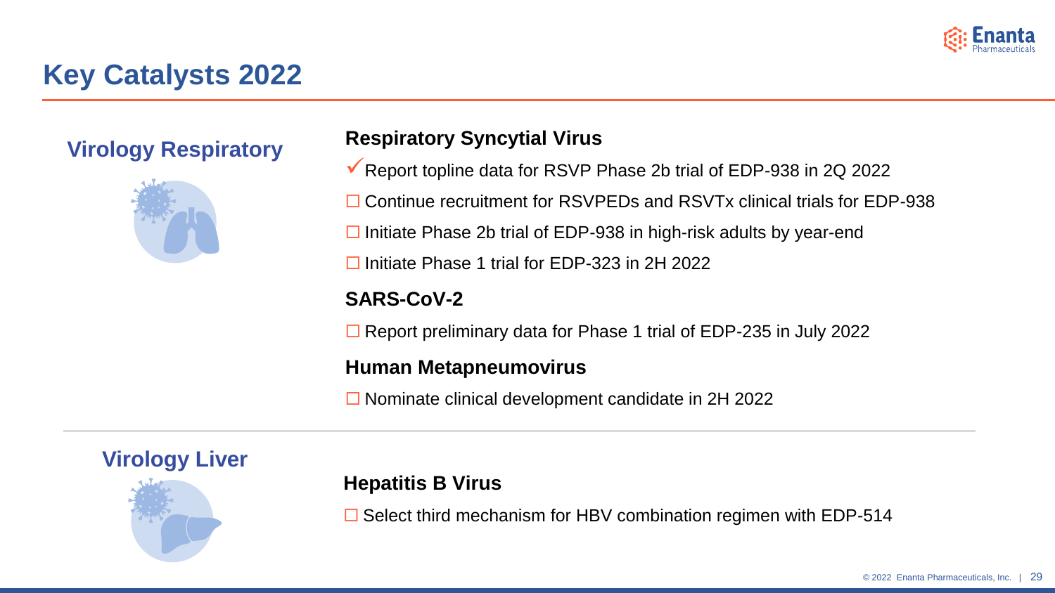# Key Catalysts 2022

## Virology Respiratory

### Respiratory Syncytial Virus

- ✓ Report topline data for RSVP Phase 2b trial of EDP-938 in 2Q 2022
- ☐ Continue recruitment for RSVPEDs and RSVTx clinical trials for EDP-938
- ☐ Initiate Phase 2b trial of EDP-938 in high-risk adults by year-end
- ☐ Initiate Phase 1 trial for EDP-323 in 2H 2022

### SARS-CoV-2

- ☐ Report preliminary data for Phase 1 trial of EDP-235 in July 2022

### Human Metapneumovirus

- ☐ Nominate clinical development candidate in 2H 2022

## Virology Liver

### Hepatitis B Virus

- ☐ Select third mechanism for HBV combination regimen with EDP-514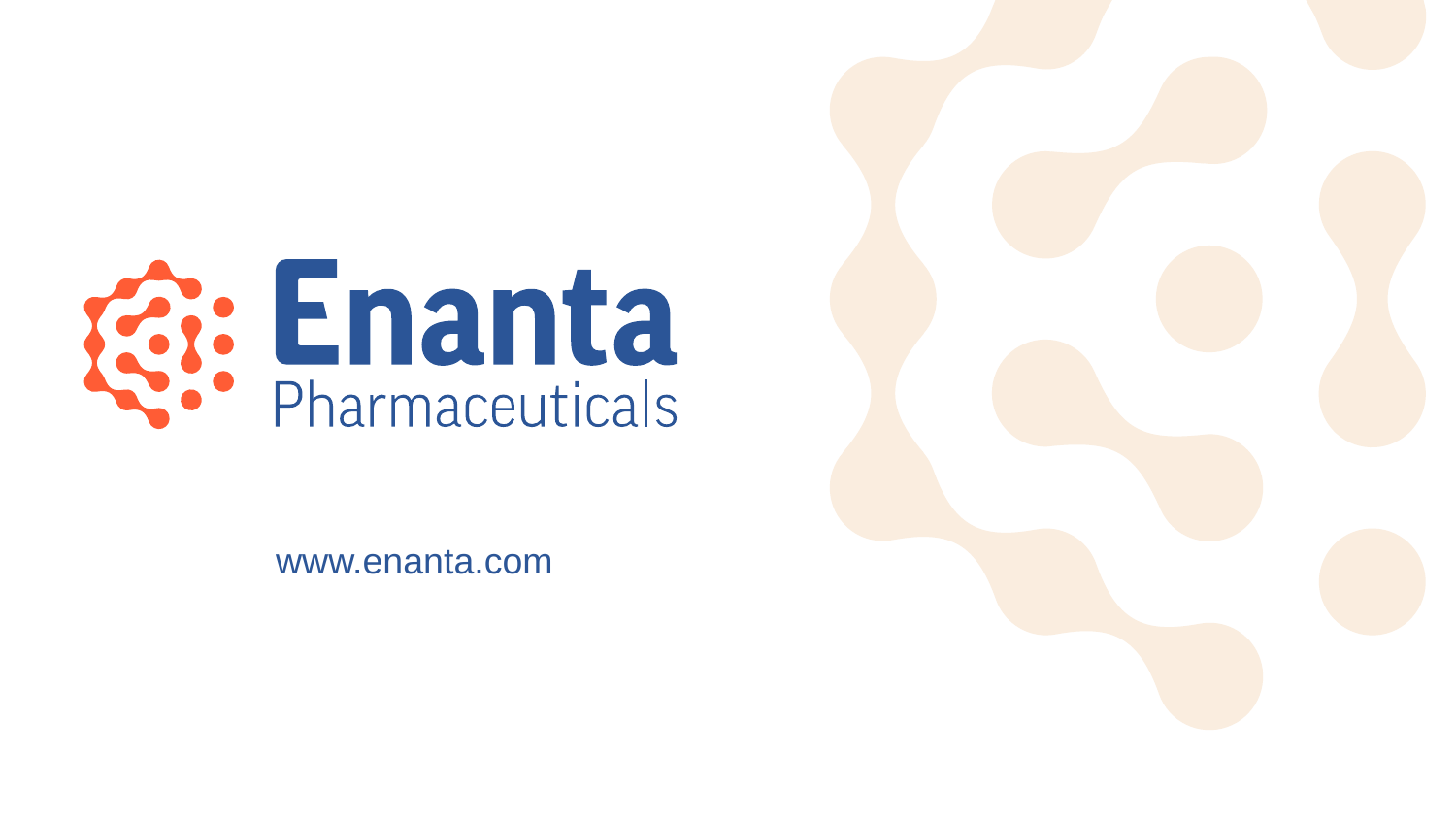Enanta
Pharmaceuticals

www.enanta.com